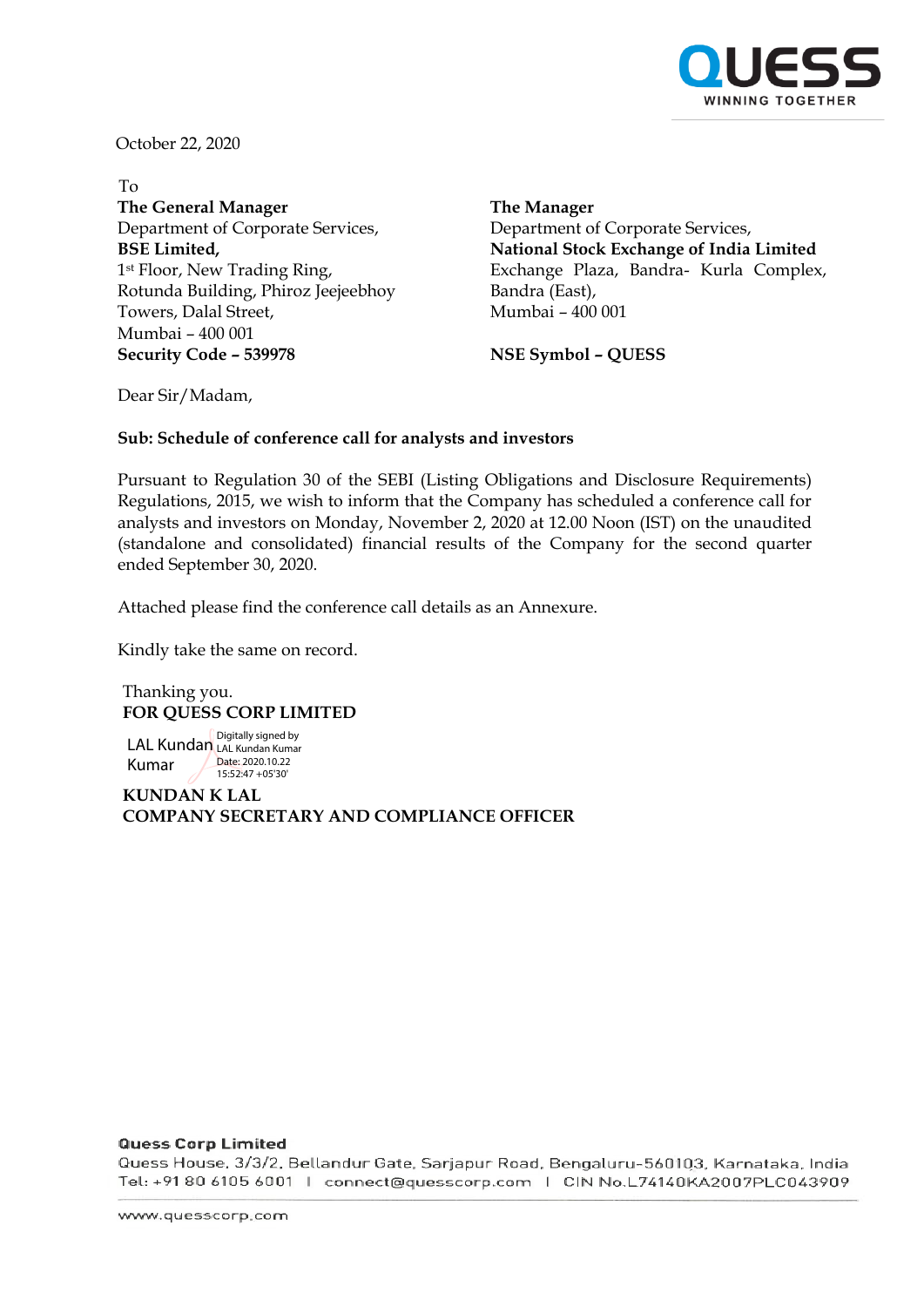QUESS
WINNING TOGETHER

October 22, 2020

To

**The General Manager**
Department of Corporate Services,
**BSE Limited,**
1st Floor, New Trading Ring,
Rotunda Building, Phiroz Jeejeebhoy
Towers, Dalal Street,
Mumbai – 400 001
**Security Code – 539978**

**The Manager**
Department of Corporate Services,
**National Stock Exchange of India Limited**
Exchange Plaza, Bandra- Kurla Complex,
Bandra (East),
Mumbai – 400 001

**NSE Symbol – QUESS**

Dear Sir/Madam,

**Sub: Schedule of conference call for analysts and investors**

Pursuant to Regulation 30 of the SEBI (Listing Obligations and Disclosure Requirements) Regulations, 2015, we wish to inform that the Company has scheduled a conference call for analysts and investors on Monday, November 2, 2020 at 12.00 Noon (IST) on the unaudited (standalone and consolidated) financial results of the Company for the second quarter ended September 30, 2020.

Attached please find the conference call details as an Annexure.

Kindly take the same on record.

Thanking you.
**FOR QUESS CORP LIMITED**

LAL Kundan Kumar
Digitally signed by LAL Kundan Kumar
Date: 2020.10.22 15:52:47 +05'30'

**KUNDAN K LAL**
**COMPANY SECRETARY AND COMPLIANCE OFFICER**

**Quess Corp Limited**
Quess House, 3/3/2, Bellandur Gate, Sarjapur Road, Bengaluru-560103, Karnataka, India
Tel: +91 80 6105 6001 | connect@quesscorp.com | CIN No.L74140KA2007PLC043909

www.quesscorp.com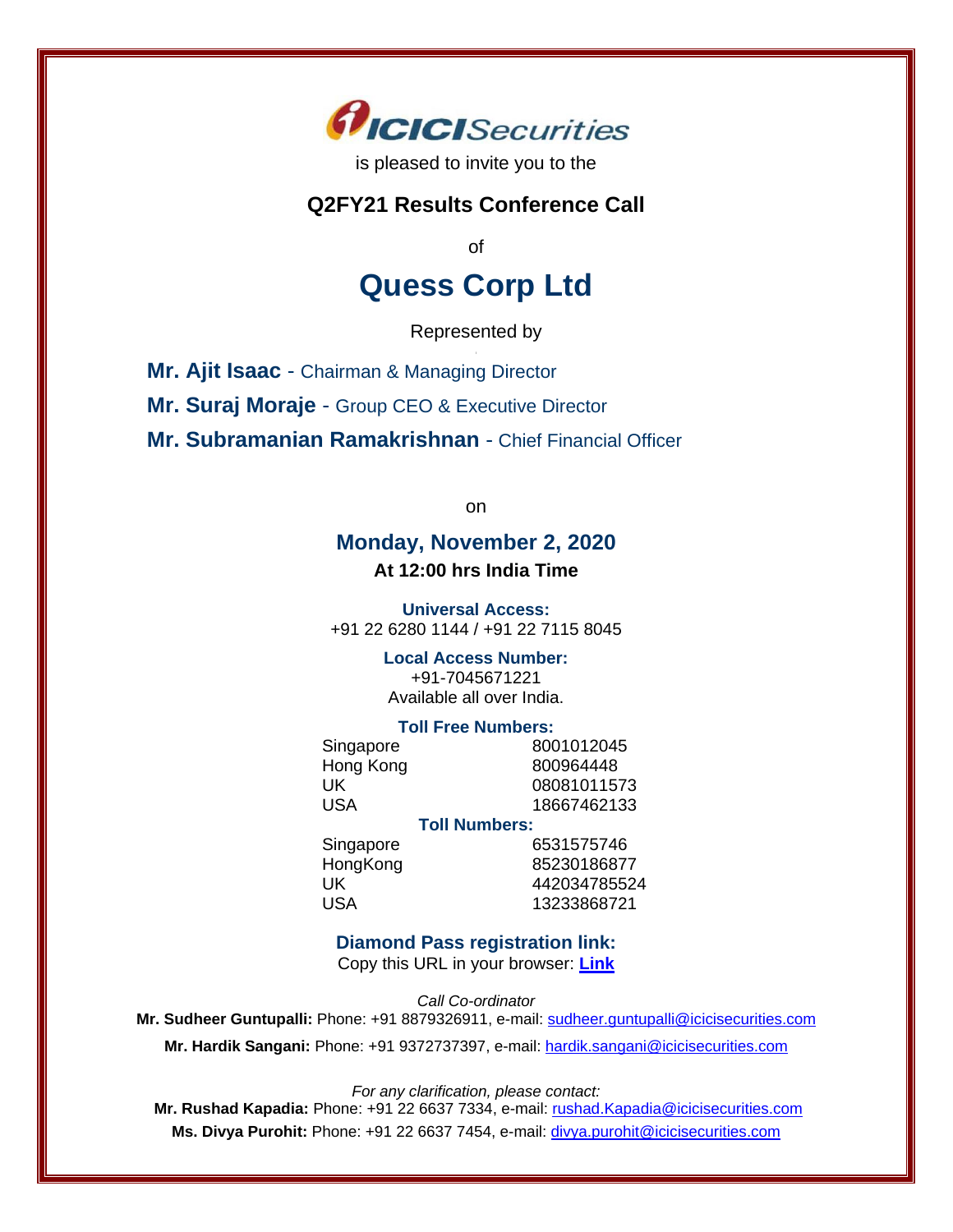**ICICI Securities**

is pleased to invite you to the

## Q2FY21 Results Conference Call

of

# Quess Corp Ltd

Represented by

**Mr. Ajit Isaac** - Chairman & Managing Director

**Mr. Suraj Moraje** - Group CEO & Executive Director

**Mr. Subramanian Ramakrishnan** - Chief Financial Officer

on

### Monday, November 2, 2020

**At 12:00 hrs India Time**

**Universal Access:**
+91 22 6280 1144 / +91 22 7115 8045

**Local Access Number:**
+91-7045671221
Available all over India.

**Toll Free Numbers:**

| | |
|---|---|
| Singapore | 8001012045 |
| Hong Kong | 800964448 |
| UK | 08081011573 |
| USA | 18667462133 |

**Toll Numbers:**

| | |
|---|---|
| Singapore | 6531575746 |
| HongKong | 85230186877 |
| UK | 442034785524 |
| USA | 13233868721 |

**Diamond Pass registration link:**
Copy this URL in your browser: **Link**

*Call Co-ordinator*

**Mr. Sudheer Guntupalli:** Phone: +91 8879326911, e-mail: sudheer.guntupalli@icicisecurities.com

**Mr. Hardik Sangani:** Phone: +91 9372737397, e-mail: hardik.sangani@icicisecurities.com

*For any clarification, please contact:*

**Mr. Rushad Kapadia:** Phone: +91 22 6637 7334, e-mail: rushad.Kapadia@icicisecurities.com

**Ms. Divya Purohit:** Phone: +91 22 6637 7454, e-mail: divya.purohit@icicisecurities.com